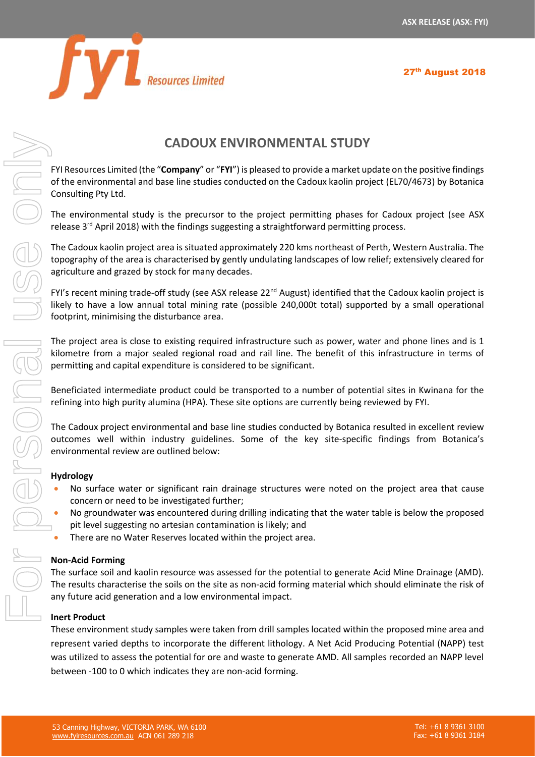ASX RELEASE (ASX: FYI)

27th August 2018

# CADOUX ENVIRONMENTAL STUDY

FYI Resources Limited (the "**Company**" or "**FYI**") is pleased to provide a market update on the positive findings of the environmental and base line studies conducted on the Cadoux kaolin project (EL70/4673) by Botanica Consulting Pty Ltd.

The environmental study is the precursor to the project permitting phases for Cadoux project (see ASX release 3rd April 2018) with the findings suggesting a straightforward permitting process.

The Cadoux kaolin project area is situated approximately 220 kms northeast of Perth, Western Australia. The topography of the area is characterised by gently undulating landscapes of low relief; extensively cleared for agriculture and grazed by stock for many decades.

FYI's recent mining trade-off study (see ASX release 22nd August) identified that the Cadoux kaolin project is likely to have a low annual total mining rate (possible 240,000t total) supported by a small operational footprint, minimising the disturbance area.

The project area is close to existing required infrastructure such as power, water and phone lines and is 1 kilometre from a major sealed regional road and rail line. The benefit of this infrastructure in terms of permitting and capital expenditure is considered to be significant.

Beneficiated intermediate product could be transported to a number of potential sites in Kwinana for the refining into high purity alumina (HPA). These site options are currently being reviewed by FYI.

The Cadoux project environmental and base line studies conducted by Botanica resulted in excellent review outcomes well within industry guidelines. Some of the key site-specific findings from Botanica's environmental review are outlined below:

**Hydrology**

- No surface water or significant rain drainage structures were noted on the project area that cause concern or need to be investigated further;
- No groundwater was encountered during drilling indicating that the water table is below the proposed pit level suggesting no artesian contamination is likely; and
- There are no Water Reserves located within the project area.

**Non-Acid Forming**

The surface soil and kaolin resource was assessed for the potential to generate Acid Mine Drainage (AMD). The results characterise the soils on the site as non-acid forming material which should eliminate the risk of any future acid generation and a low environmental impact.

**Inert Product**

These environment study samples were taken from drill samples located within the proposed mine area and represent varied depths to incorporate the different lithology. A Net Acid Producing Potential (NAPP) test was utilized to assess the potential for ore and waste to generate AMD. All samples recorded an NAPP level between -100 to 0 which indicates they are non-acid forming.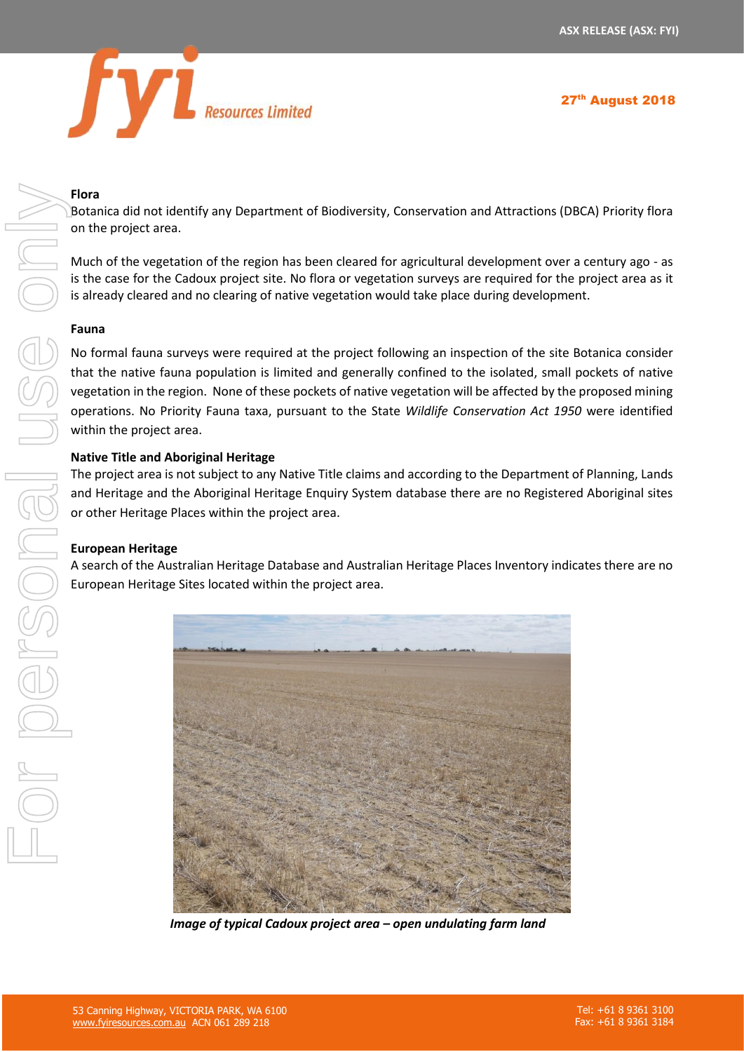**Flora**

Botanica did not identify any Department of Biodiversity, Conservation and Attractions (DBCA) Priority flora on the project area.

Much of the vegetation of the region has been cleared for agricultural development over a century ago - as is the case for the Cadoux project site. No flora or vegetation surveys are required for the project area as it is already cleared and no clearing of native vegetation would take place during development.

**Fauna**

No formal fauna surveys were required at the project following an inspection of the site Botanica consider that the native fauna population is limited and generally confined to the isolated, small pockets of native vegetation in the region. None of these pockets of native vegetation will be affected by the proposed mining operations. No Priority Fauna taxa, pursuant to the State *Wildlife Conservation Act 1950* were identified within the project area.

**Native Title and Aboriginal Heritage**

The project area is not subject to any Native Title claims and according to the Department of Planning, Lands and Heritage and the Aboriginal Heritage Enquiry System database there are no Registered Aboriginal sites or other Heritage Places within the project area.

**European Heritage**

A search of the Australian Heritage Database and Australian Heritage Places Inventory indicates there are no European Heritage Sites located within the project area.

***Image of typical Cadoux project area – open undulating farm land***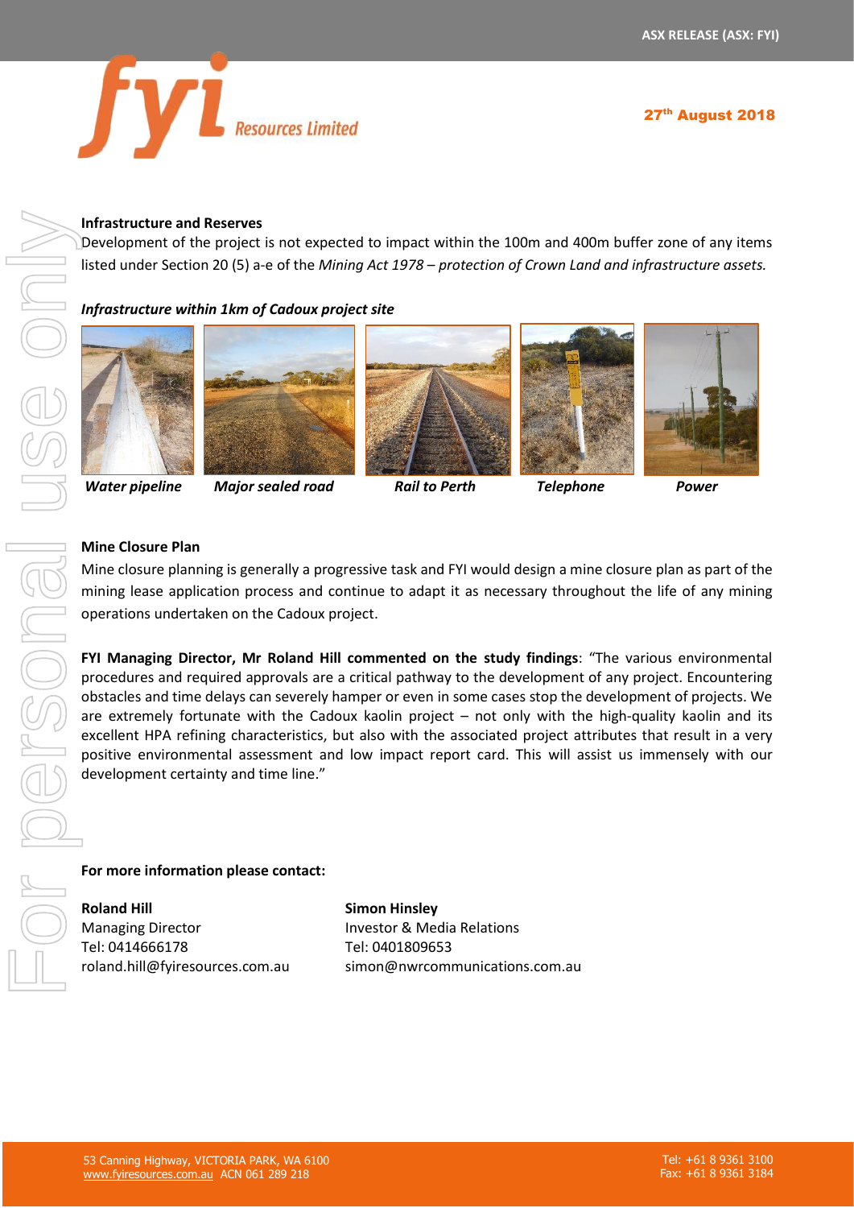**Infrastructure and Reserves**

Development of the project is not expected to impact within the 100m and 400m buffer zone of any items listed under Section 20 (5) a-e of the *Mining Act 1978 – protection of Crown Land and infrastructure assets.*

***Infrastructure within 1km of Cadoux project site***

***Water pipeline*** ***Major sealed road*** ***Rail to Perth*** ***Telephone*** ***Power***

**Mine Closure Plan**

Mine closure planning is generally a progressive task and FYI would design a mine closure plan as part of the mining lease application process and continue to adapt it as necessary throughout the life of any mining operations undertaken on the Cadoux project.

**FYI Managing Director, Mr Roland Hill commented on the study findings**: "The various environmental procedures and required approvals are a critical pathway to the development of any project. Encountering obstacles and time delays can severely hamper or even in some cases stop the development of projects. We are extremely fortunate with the Cadoux kaolin project – not only with the high-quality kaolin and its excellent HPA refining characteristics, but also with the associated project attributes that result in a very positive environmental assessment and low impact report card. This will assist us immensely with our development certainty and time line."

**For more information please contact:**

**Roland Hill**
Managing Director
Tel: 0414666178
roland.hill@fyiresources.com.au

**Simon Hinsley**
Investor & Media Relations
Tel: 0401809653
simon@nwrcommunications.com.au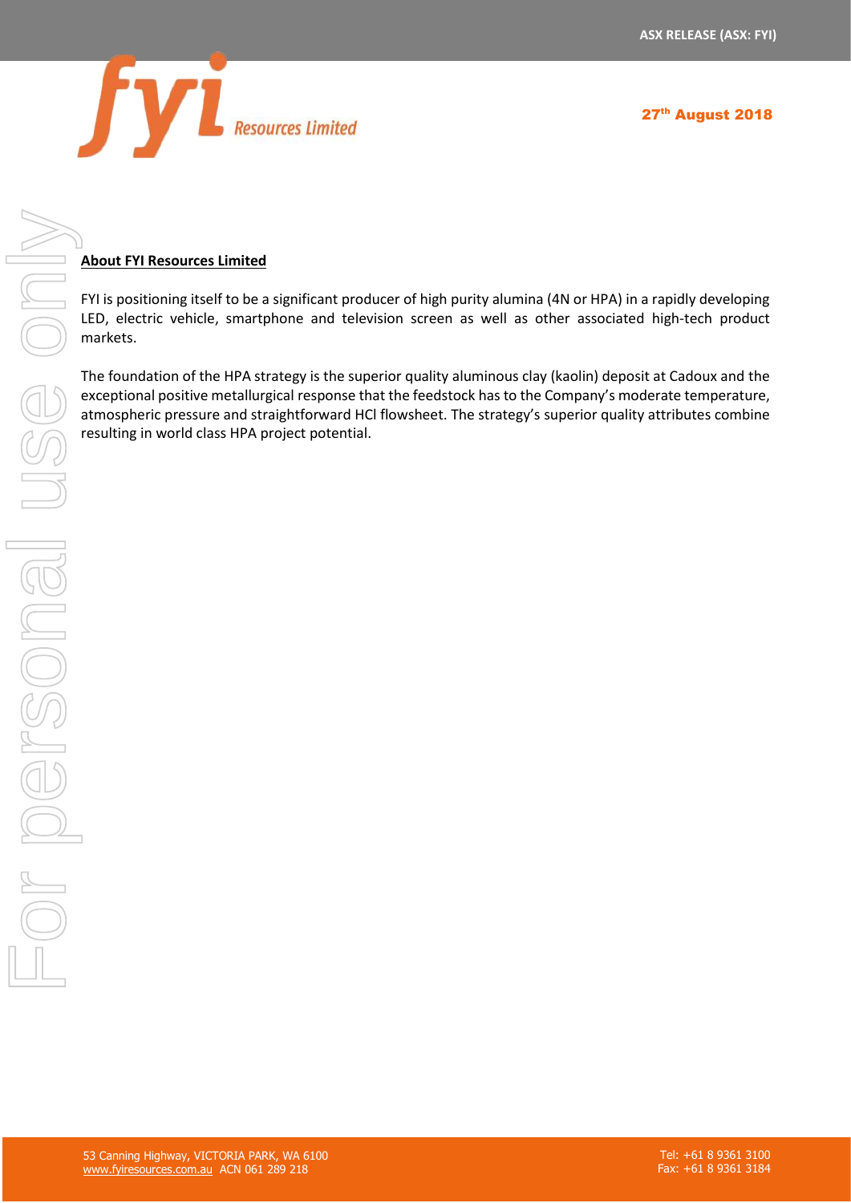## About FYI Resources Limited

FYI is positioning itself to be a significant producer of high purity alumina (4N or HPA) in a rapidly developing LED, electric vehicle, smartphone and television screen as well as other associated high-tech product markets.

The foundation of the HPA strategy is the superior quality aluminous clay (kaolin) deposit at Cadoux and the exceptional positive metallurgical response that the feedstock has to the Company's moderate temperature, atmospheric pressure and straightforward HCl flowsheet. The strategy's superior quality attributes combine resulting in world class HPA project potential.